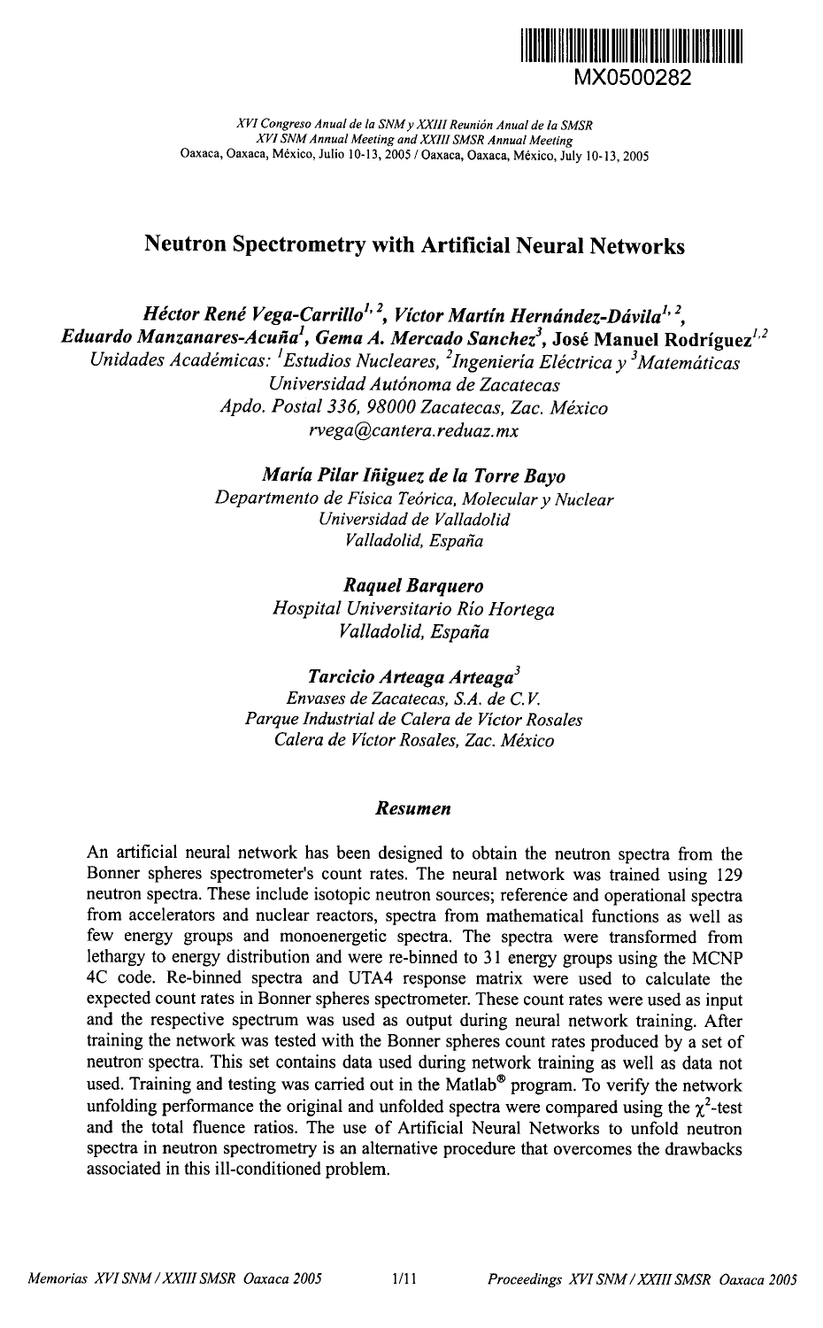MX0500282

*XVI Congreso Anual de la SNM y XXIII Reunión Anual de la SMSR*
*XVI SNM Annual Meeting and XXIII SMSR Annual Meeting*
Oaxaca, Oaxaca, México, Julio 10-13, 2005 / Oaxaca, Oaxaca, México, July 10-13, 2005

# Neutron Spectrometry with Artificial Neural Networks

***Héctor René Vega-Carrillo[1,2], Víctor Martín Hernández-Dávila[1,2], Eduardo Manzanares-Acuña[1], Gema A. Mercado Sanchez[3], José Manuel Rodríguez[1,2]***
*Unidades Académicas: [1]Estudios Nucleares, [2]Ingeniería Eléctrica y [3]Matemáticas*
*Universidad Autónoma de Zacatecas*
*Apdo. Postal 336, 98000 Zacatecas, Zac. México*
*rvega@cantera.reduaz.mx*

***María Pilar Iñiguez de la Torre Bayo***
*Departmento de Física Teórica, Molecular y Nuclear*
*Universidad de Valladolid*
*Valladolid, España*

***Raquel Barquero***
*Hospital Universitario Río Hortega*
*Valladolid, España*

***Tarcicio Arteaga Arteaga[3]***
*Envases de Zacatecas, S.A. de C.V.*
*Parque Industrial de Calera de Víctor Rosales*
*Calera de Víctor Rosales, Zac. México*

## *Resumen*

An artificial neural network has been designed to obtain the neutron spectra from the Bonner spheres spectrometer's count rates. The neural network was trained using 129 neutron spectra. These include isotopic neutron sources; reference and operational spectra from accelerators and nuclear reactors, spectra from mathematical functions as well as few energy groups and monoenergetic spectra. The spectra were transformed from lethargy to energy distribution and were re-binned to 31 energy groups using the MCNP 4C code. Re-binned spectra and UTA4 response matrix were used to calculate the expected count rates in Bonner spheres spectrometer. These count rates were used as input and the respective spectrum was used as output during neural network training. After training the network was tested with the Bonner spheres count rates produced by a set of neutron spectra. This set contains data used during network training as well as data not used. Training and testing was carried out in the Matlab® program. To verify the network unfolding performance the original and unfolded spectra were compared using the $\chi^2$-test and the total fluence ratios. The use of Artificial Neural Networks to unfold neutron spectra in neutron spectrometry is an alternative procedure that overcomes the drawbacks associated in this ill-conditioned problem.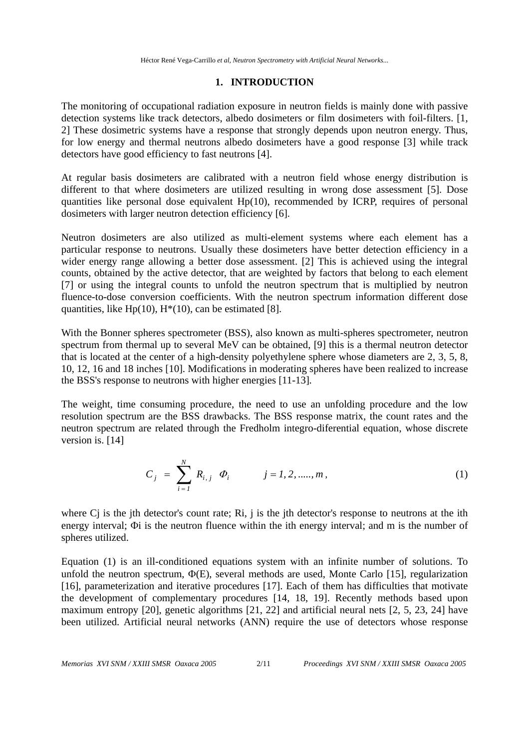# 1. INTRODUCTION

The monitoring of occupational radiation exposure in neutron fields is mainly done with passive detection systems like track detectors, albedo dosimeters or film dosimeters with foil-filters. [1, 2] These dosimetric systems have a response that strongly depends upon neutron energy. Thus, for low energy and thermal neutrons albedo dosimeters have a good response [3] while track detectors have good efficiency to fast neutrons [4].

At regular basis dosimeters are calibrated with a neutron field whose energy distribution is different to that where dosimeters are utilized resulting in wrong dose assessment [5]. Dose quantities like personal dose equivalent Hp(10), recommended by ICRP, requires of personal dosimeters with larger neutron detection efficiency [6].

Neutron dosimeters are also utilized as multi-element systems where each element has a particular response to neutrons. Usually these dosimeters have better detection efficiency in a wider energy range allowing a better dose assessment. [2] This is achieved using the integral counts, obtained by the active detector, that are weighted by factors that belong to each element [7] or using the integral counts to unfold the neutron spectrum that is multiplied by neutron fluence-to-dose conversion coefficients. With the neutron spectrum information different dose quantities, like Hp(10), H*(10), can be estimated [8].

With the Bonner spheres spectrometer (BSS), also known as multi-spheres spectrometer, neutron spectrum from thermal up to several MeV can be obtained, [9] this is a thermal neutron detector that is located at the center of a high-density polyethylene sphere whose diameters are 2, 3, 5, 8, 10, 12, 16 and 18 inches [10]. Modifications in moderating spheres have been realized to increase the BSS's response to neutrons with higher energies [11-13].

The weight, time consuming procedure, the need to use an unfolding procedure and the low resolution spectrum are the BSS drawbacks. The BSS response matrix, the count rates and the neutron spectrum are related through the Fredholm integro-diferential equation, whose discrete version is. [14]

$$C_j = \sum_{i=1}^{N} R_{i,j} \; \Phi_i \qquad j = 1, 2, \ldots\ldots, m \,, \tag{1}$$

where $C_j$ is the jth detector's count rate; $R_{i,j}$ is the jth detector's response to neutrons at the ith energy interval; $\Phi_i$ is the neutron fluence within the ith energy interval; and m is the number of spheres utilized.

Equation (1) is an ill-conditioned equations system with an infinite number of solutions. To unfold the neutron spectrum, $\Phi(E)$, several methods are used, Monte Carlo [15], regularization [16], parameterization and iterative procedures [17]. Each of them has difficulties that motivate the development of complementary procedures [14, 18, 19]. Recently methods based upon maximum entropy [20], genetic algorithms [21, 22] and artificial neural nets [2, 5, 23, 24] have been utilized. Artificial neural networks (ANN) require the use of detectors whose response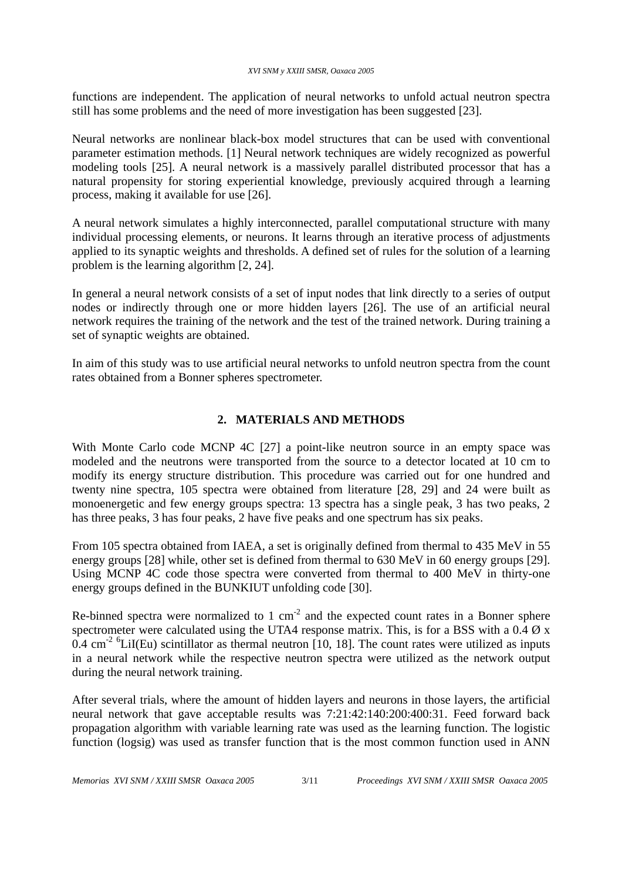functions are independent. The application of neural networks to unfold actual neutron spectra still has some problems and the need of more investigation has been suggested [23].

Neural networks are nonlinear black-box model structures that can be used with conventional parameter estimation methods. [1] Neural network techniques are widely recognized as powerful modeling tools [25]. A neural network is a massively parallel distributed processor that has a natural propensity for storing experiential knowledge, previously acquired through a learning process, making it available for use [26].

A neural network simulates a highly interconnected, parallel computational structure with many individual processing elements, or neurons. It learns through an iterative process of adjustments applied to its synaptic weights and thresholds. A defined set of rules for the solution of a learning problem is the learning algorithm [2, 24].

In general a neural network consists of a set of input nodes that link directly to a series of output nodes or indirectly through one or more hidden layers [26]. The use of an artificial neural network requires the training of the network and the test of the trained network. During training a set of synaptic weights are obtained.

In aim of this study was to use artificial neural networks to unfold neutron spectra from the count rates obtained from a Bonner spheres spectrometer.

## 2. MATERIALS AND METHODS

With Monte Carlo code MCNP 4C [27] a point-like neutron source in an empty space was modeled and the neutrons were transported from the source to a detector located at 10 cm to modify its energy structure distribution. This procedure was carried out for one hundred and twenty nine spectra, 105 spectra were obtained from literature [28, 29] and 24 were built as monoenergetic and few energy groups spectra: 13 spectra has a single peak, 3 has two peaks, 2 has three peaks, 3 has four peaks, 2 have five peaks and one spectrum has six peaks.

From 105 spectra obtained from IAEA, a set is originally defined from thermal to 435 MeV in 55 energy groups [28] while, other set is defined from thermal to 630 MeV in 60 energy groups [29]. Using MCNP 4C code those spectra were converted from thermal to 400 MeV in thirty-one energy groups defined in the BUNKIUT unfolding code [30].

Re-binned spectra were normalized to 1 $cm^{-2}$ and the expected count rates in a Bonner sphere spectrometer were calculated using the UTA4 response matrix. This, is for a BSS with a 0.4 Ø x 0.4 $cm^{-2}$ $^{6}LiI(Eu)$ scintillator as thermal neutron [10, 18]. The count rates were utilized as inputs in a neural network while the respective neutron spectra were utilized as the network output during the neural network training.

After several trials, where the amount of hidden layers and neurons in those layers, the artificial neural network that gave acceptable results was 7:21:42:140:200:400:31. Feed forward back propagation algorithm with variable learning rate was used as the learning function. The logistic function (logsig) was used as transfer function that is the most common function used in ANN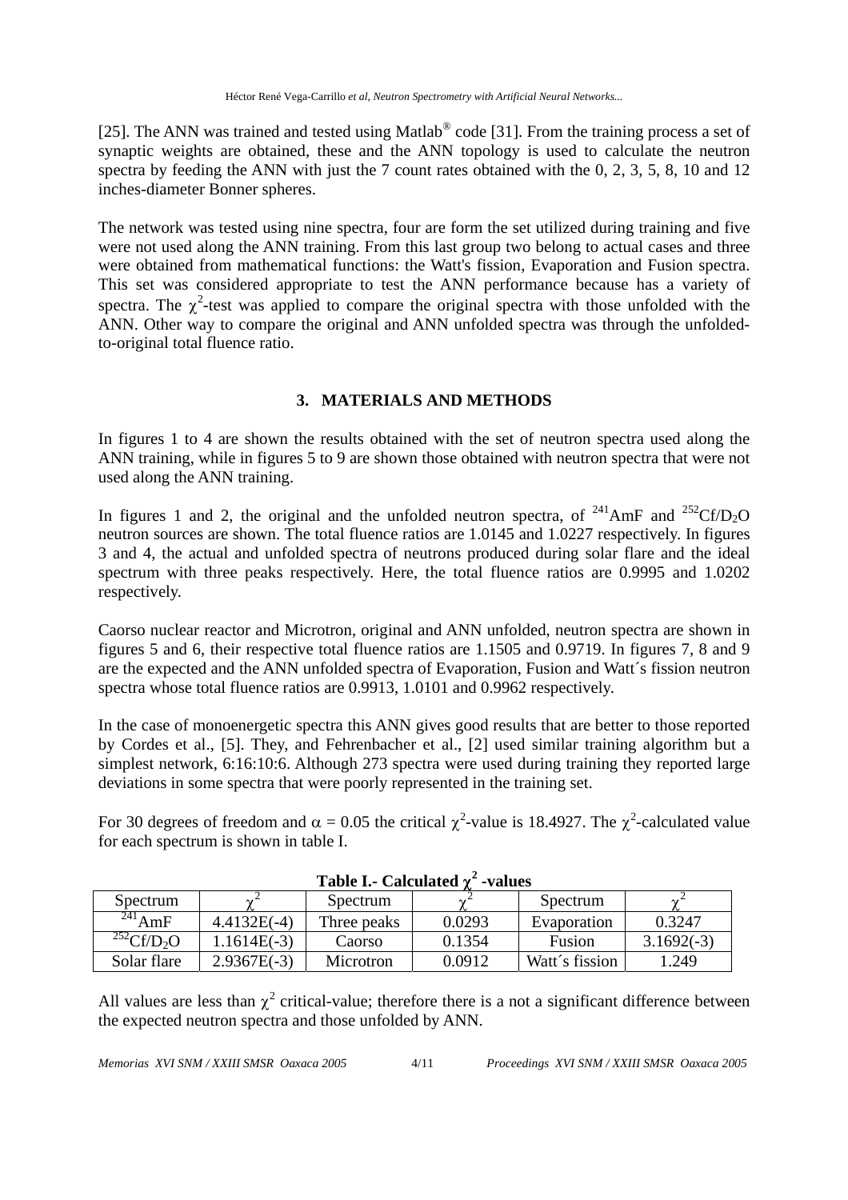[25]. The ANN was trained and tested using Matlab® code [31]. From the training process a set of synaptic weights are obtained, these and the ANN topology is used to calculate the neutron spectra by feeding the ANN with just the 7 count rates obtained with the 0, 2, 3, 5, 8, 10 and 12 inches-diameter Bonner spheres.

The network was tested using nine spectra, four are form the set utilized during training and five were not used along the ANN training. From this last group two belong to actual cases and three were obtained from mathematical functions: the Watt's fission, Evaporation and Fusion spectra. This set was considered appropriate to test the ANN performance because has a variety of spectra. The $\chi^2$-test was applied to compare the original spectra with those unfolded with the ANN. Other way to compare the original and ANN unfolded spectra was through the unfolded-to-original total fluence ratio.

## 3. MATERIALS AND METHODS

In figures 1 to 4 are shown the results obtained with the set of neutron spectra used along the ANN training, while in figures 5 to 9 are shown those obtained with neutron spectra that were not used along the ANN training.

In figures 1 and 2, the original and the unfolded neutron spectra, of $^{241}$AmF and $^{252}$Cf/$D_2O$ neutron sources are shown. The total fluence ratios are 1.0145 and 1.0227 respectively. In figures 3 and 4, the actual and unfolded spectra of neutrons produced during solar flare and the ideal spectrum with three peaks respectively. Here, the total fluence ratios are 0.9995 and 1.0202 respectively.

Caorso nuclear reactor and Microtron, original and ANN unfolded, neutron spectra are shown in figures 5 and 6, their respective total fluence ratios are 1.1505 and 0.9719. In figures 7, 8 and 9 are the expected and the ANN unfolded spectra of Evaporation, Fusion and Watt´s fission neutron spectra whose total fluence ratios are 0.9913, 1.0101 and 0.9962 respectively.

In the case of monoenergetic spectra this ANN gives good results that are better to those reported by Cordes et al., [5]. They, and Fehrenbacher et al., [2] used similar training algorithm but a simplest network, 6:16:10:6. Although 273 spectra were used during training they reported large deviations in some spectra that were poorly represented in the training set.

For 30 degrees of freedom and $\alpha$ = 0.05 the critical $\chi^2$-value is 18.4927. The $\chi^2$-calculated value for each spectrum is shown in table I.

**Table I.- Calculated $\chi^2$ -values**

| Spectrum | $\chi^2$ | Spectrum | $\chi^2$ | Spectrum | $\chi^2$ |
|---|---|---|---|---|---|
| $^{241}$AmF | 4.4132E(-4) | Three peaks | 0.0293 | Evaporation | 0.3247 |
| $^{252}$Cf/$D_2O$ | 1.1614E(-3) | Caorso | 0.1354 | Fusion | 3.1692(-3) |
| Solar flare | 2.9367E(-3) | Microtron | 0.0912 | Watt´s fission | 1.249 |

All values are less than $\chi^2$ critical-value; therefore there is a not a significant difference between the expected neutron spectra and those unfolded by ANN.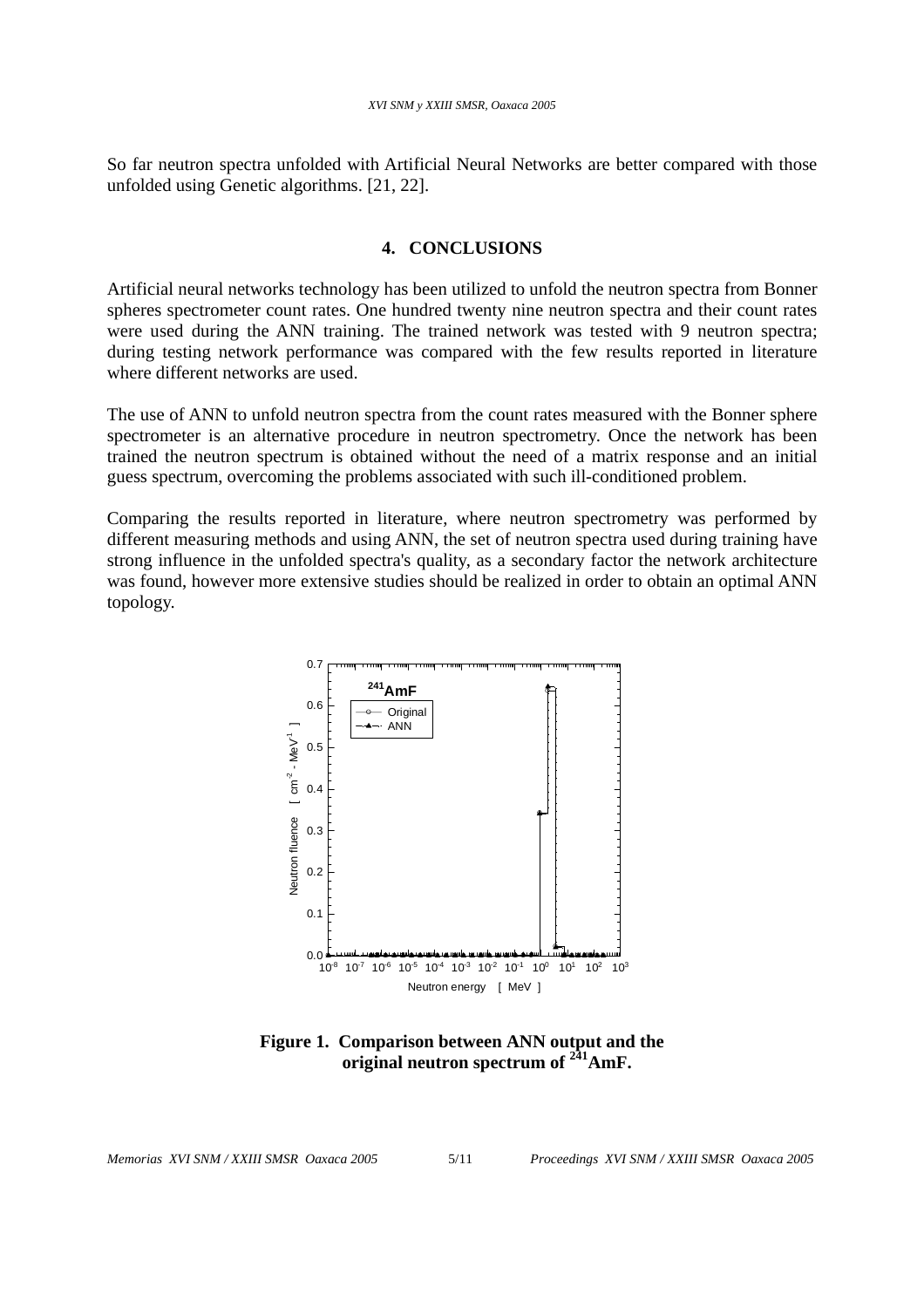So far neutron spectra unfolded with Artificial Neural Networks are better compared with those unfolded using Genetic algorithms. [21, 22].

## 4. CONCLUSIONS

Artificial neural networks technology has been utilized to unfold the neutron spectra from Bonner spheres spectrometer count rates. One hundred twenty nine neutron spectra and their count rates were used during the ANN training. The trained network was tested with 9 neutron spectra; during testing network performance was compared with the few results reported in literature where different networks are used.

The use of ANN to unfold neutron spectra from the count rates measured with the Bonner sphere spectrometer is an alternative procedure in neutron spectrometry. Once the network has been trained the neutron spectrum is obtained without the need of a matrix response and an initial guess spectrum, overcoming the problems associated with such ill-conditioned problem.

Comparing the results reported in literature, where neutron spectrometry was performed by different measuring methods and using ANN, the set of neutron spectra used during training have strong influence in the unfolded spectra's quality, as a secondary factor the network architecture was found, however more extensive studies should be realized in order to obtain an optimal ANN topology.

**Figure 1. Comparison between ANN output and the original neutron spectrum of $^{241}$AmF.**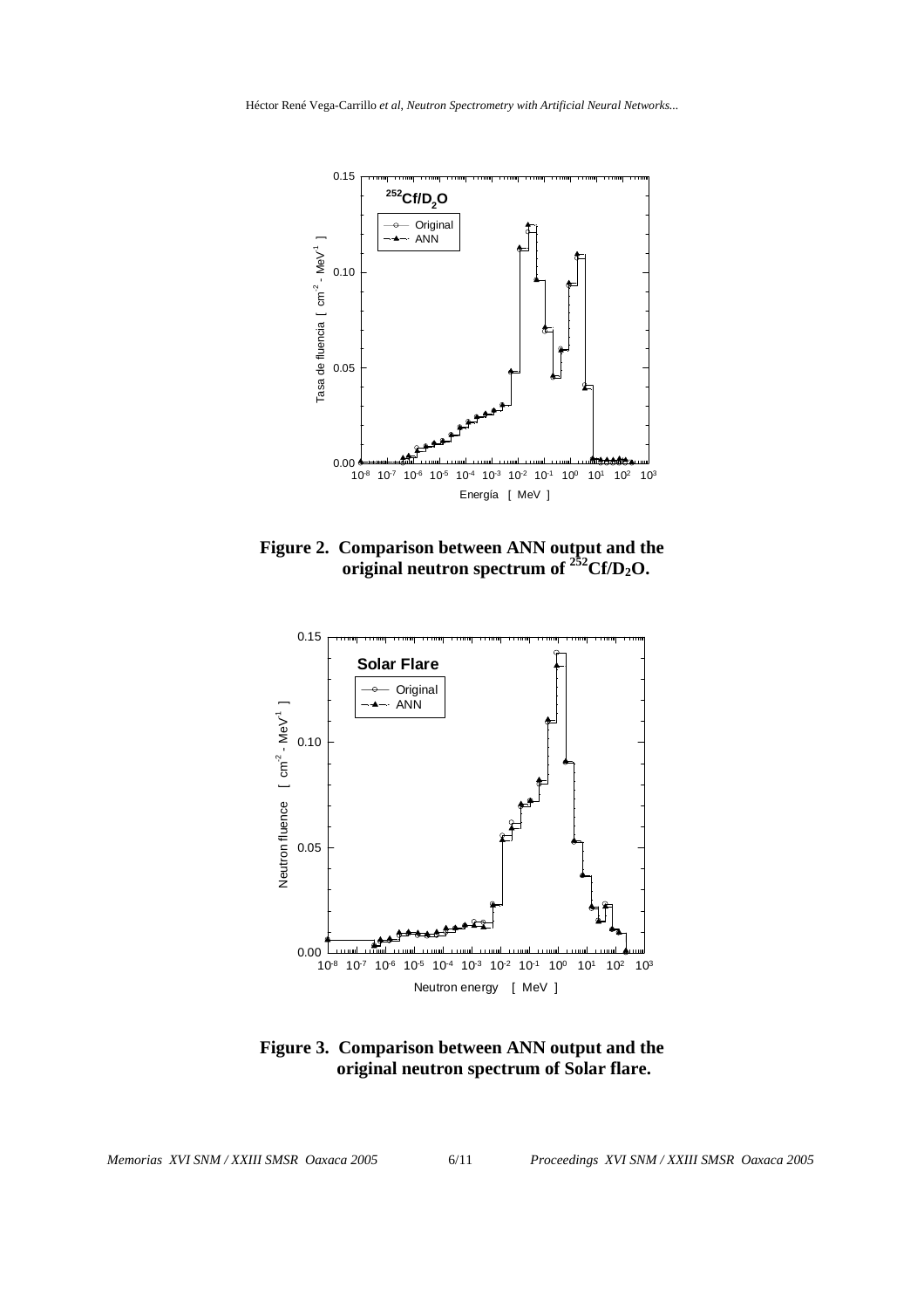**Figure 2. Comparison between ANN output and the original neutron spectrum of $^{252}Cf/D_2O$.**

**Figure 3. Comparison between ANN output and the original neutron spectrum of Solar flare.**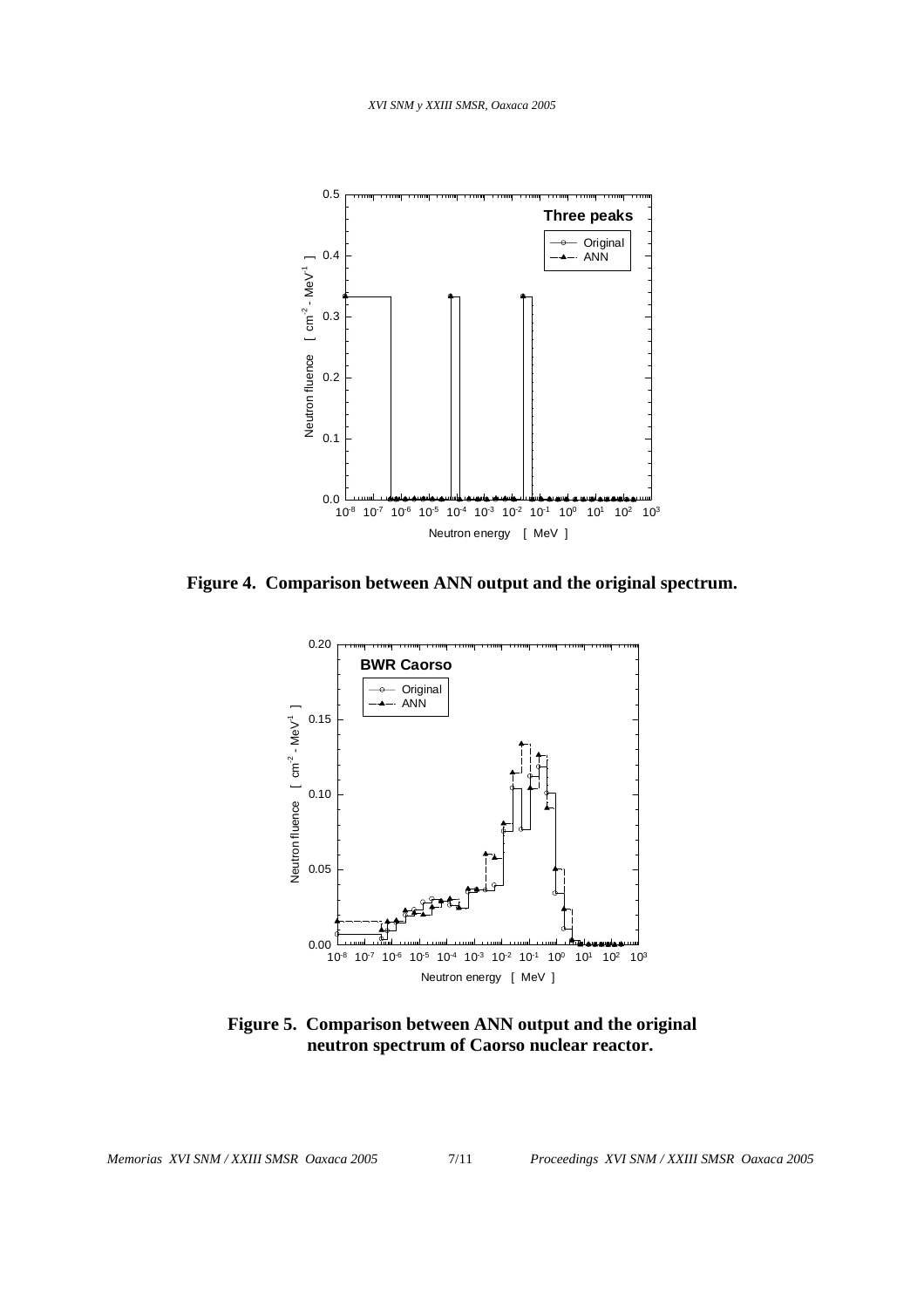**Figure 4. Comparison between ANN output and the original spectrum.**

**Figure 5. Comparison between ANN output and the original neutron spectrum of Caorso nuclear reactor.**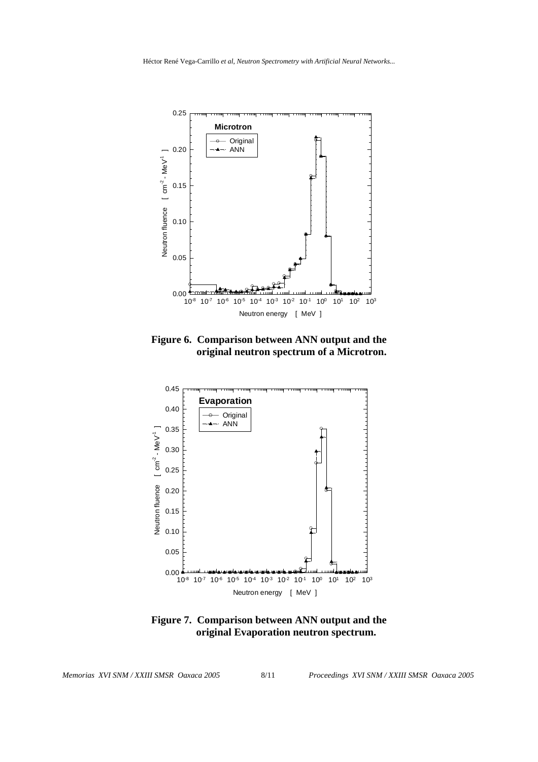**Figure 6. Comparison between ANN output and the original neutron spectrum of a Microtron.**

**Figure 7. Comparison between ANN output and the original Evaporation neutron spectrum.**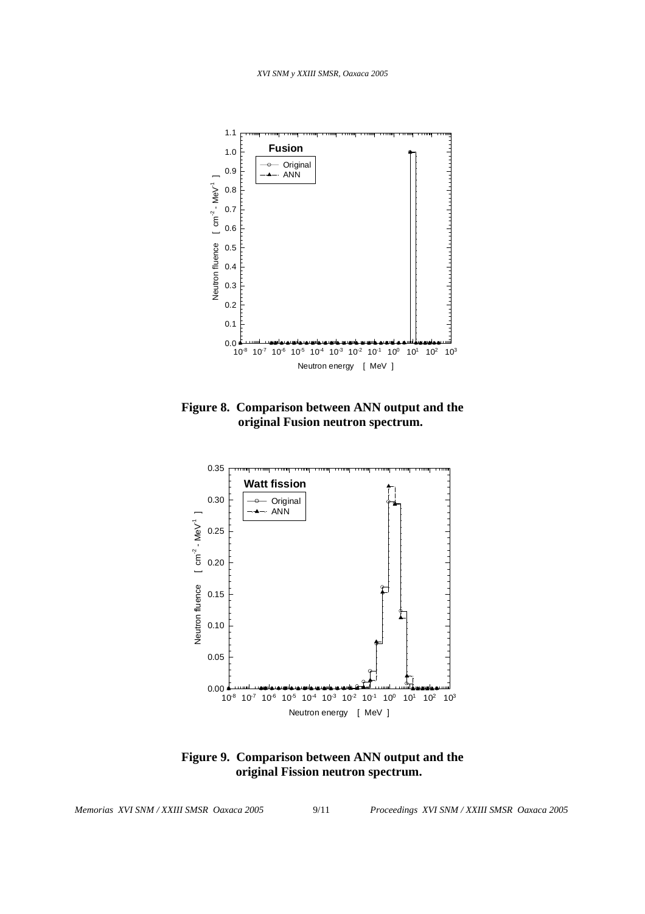**Figure 8. Comparison between ANN output and the original Fusion neutron spectrum.**

**Figure 9. Comparison between ANN output and the original Fission neutron spectrum.**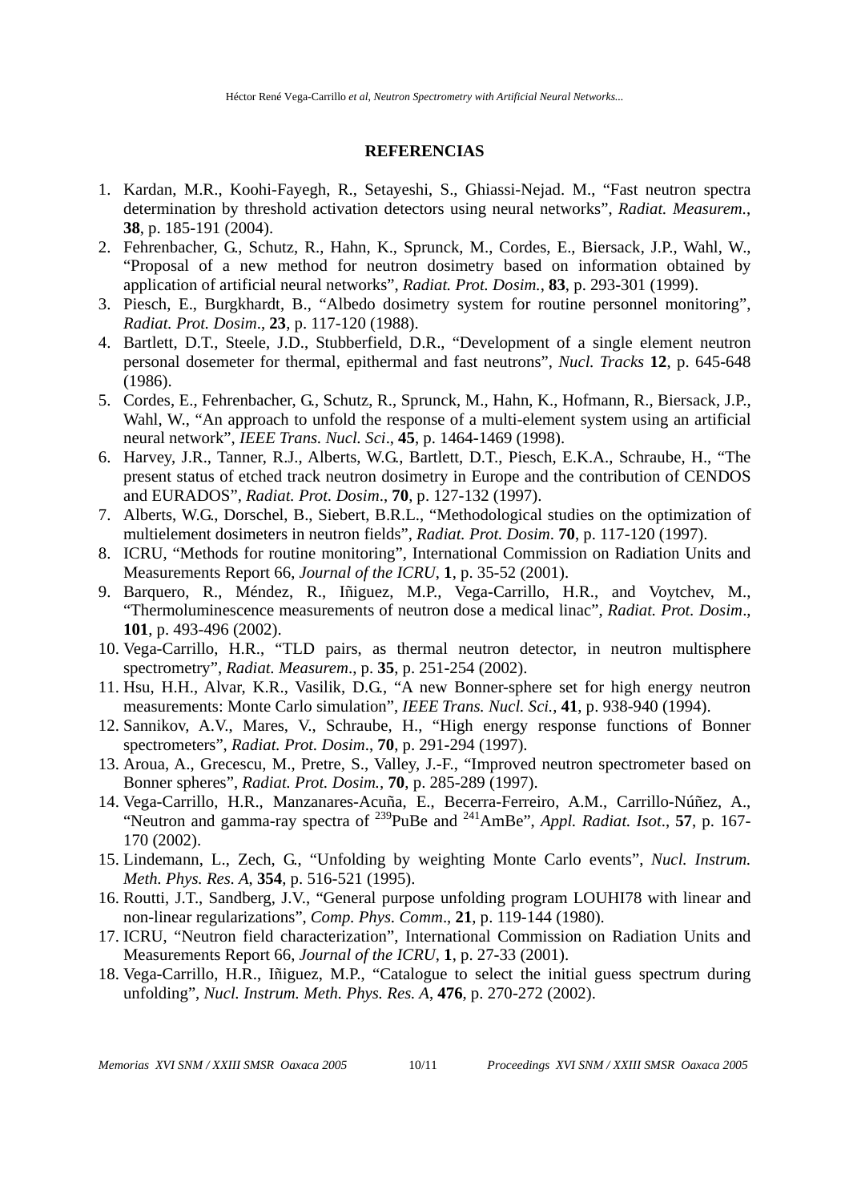## REFERENCIAS

1. Kardan, M.R., Koohi-Fayegh, R., Setayeshi, S., Ghiassi-Nejad. M., "Fast neutron spectra determination by threshold activation detectors using neural networks", *Radiat. Measurem.*, **38**, p. 185-191 (2004).
2. Fehrenbacher, G., Schutz, R., Hahn, K., Sprunck, M., Cordes, E., Biersack, J.P., Wahl, W., "Proposal of a new method for neutron dosimetry based on information obtained by application of artificial neural networks", *Radiat. Prot. Dosim.*, **83**, p. 293-301 (1999).
3. Piesch, E., Burgkhardt, B., "Albedo dosimetry system for routine personnel monitoring", *Radiat. Prot. Dosim*., **23**, p. 117-120 (1988).
4. Bartlett, D.T., Steele, J.D., Stubberfield, D.R., "Development of a single element neutron personal dosemeter for thermal, epithermal and fast neutrons", *Nucl. Tracks* **12**, p. 645-648 (1986).
5. Cordes, E., Fehrenbacher, G., Schutz, R., Sprunck, M., Hahn, K., Hofmann, R., Biersack, J.P., Wahl, W., "An approach to unfold the response of a multi-element system using an artificial neural network", *IEEE Trans. Nucl. Sci*., **45**, p. 1464-1469 (1998).
6. Harvey, J.R., Tanner, R.J., Alberts, W.G., Bartlett, D.T., Piesch, E.K.A., Schraube, H., "The present status of etched track neutron dosimetry in Europe and the contribution of CENDOS and EURADOS", *Radiat. Prot. Dosim*., **70**, p. 127-132 (1997).
7. Alberts, W.G., Dorschel, B., Siebert, B.R.L., "Methodological studies on the optimization of multielement dosimeters in neutron fields", *Radiat. Prot. Dosim*. **70**, p. 117-120 (1997).
8. ICRU, "Methods for routine monitoring", International Commission on Radiation Units and Measurements Report 66, *Journal of the ICRU*, **1**, p. 35-52 (2001).
9. Barquero, R., Méndez, R., Iñiguez, M.P., Vega-Carrillo, H.R., and Voytchev, M., "Thermoluminescence measurements of neutron dose a medical linac", *Radiat. Prot. Dosim*., **101**, p. 493-496 (2002).
10. Vega-Carrillo, H.R., "TLD pairs, as thermal neutron detector, in neutron multisphere spectrometry", *Radiat. Measurem*., p. **35**, p. 251-254 (2002).
11. Hsu, H.H., Alvar, K.R., Vasilik, D.G., "A new Bonner-sphere set for high energy neutron measurements: Monte Carlo simulation", *IEEE Trans. Nucl. Sci.*, **41**, p. 938-940 (1994).
12. Sannikov, A.V., Mares, V., Schraube, H., "High energy response functions of Bonner spectrometers", *Radiat. Prot. Dosim*., **70**, p. 291-294 (1997).
13. Aroua, A., Grecescu, M., Pretre, S., Valley, J.-F., "Improved neutron spectrometer based on Bonner spheres", *Radiat. Prot. Dosim.*, **70**, p. 285-289 (1997).
14. Vega-Carrillo, H.R., Manzanares-Acuña, E., Becerra-Ferreiro, A.M., Carrillo-Núñez, A., "Neutron and gamma-ray spectra of $^{239}$PuBe and $^{241}$AmBe", *Appl. Radiat. Isot*., **57**, p. 167-170 (2002).
15. Lindemann, L., Zech, G., "Unfolding by weighting Monte Carlo events", *Nucl. Instrum. Meth. Phys. Res. A*, **354**, p. 516-521 (1995).
16. Routti, J.T., Sandberg, J.V., "General purpose unfolding program LOUHI78 with linear and non-linear regularizations", *Comp. Phys. Comm*., **21**, p. 119-144 (1980).
17. ICRU, "Neutron field characterization", International Commission on Radiation Units and Measurements Report 66, *Journal of the ICRU*, **1**, p. 27-33 (2001).
18. Vega-Carrillo, H.R., Iñiguez, M.P., "Catalogue to select the initial guess spectrum during unfolding", *Nucl. Instrum. Meth. Phys. Res. A*, **476**, p. 270-272 (2002).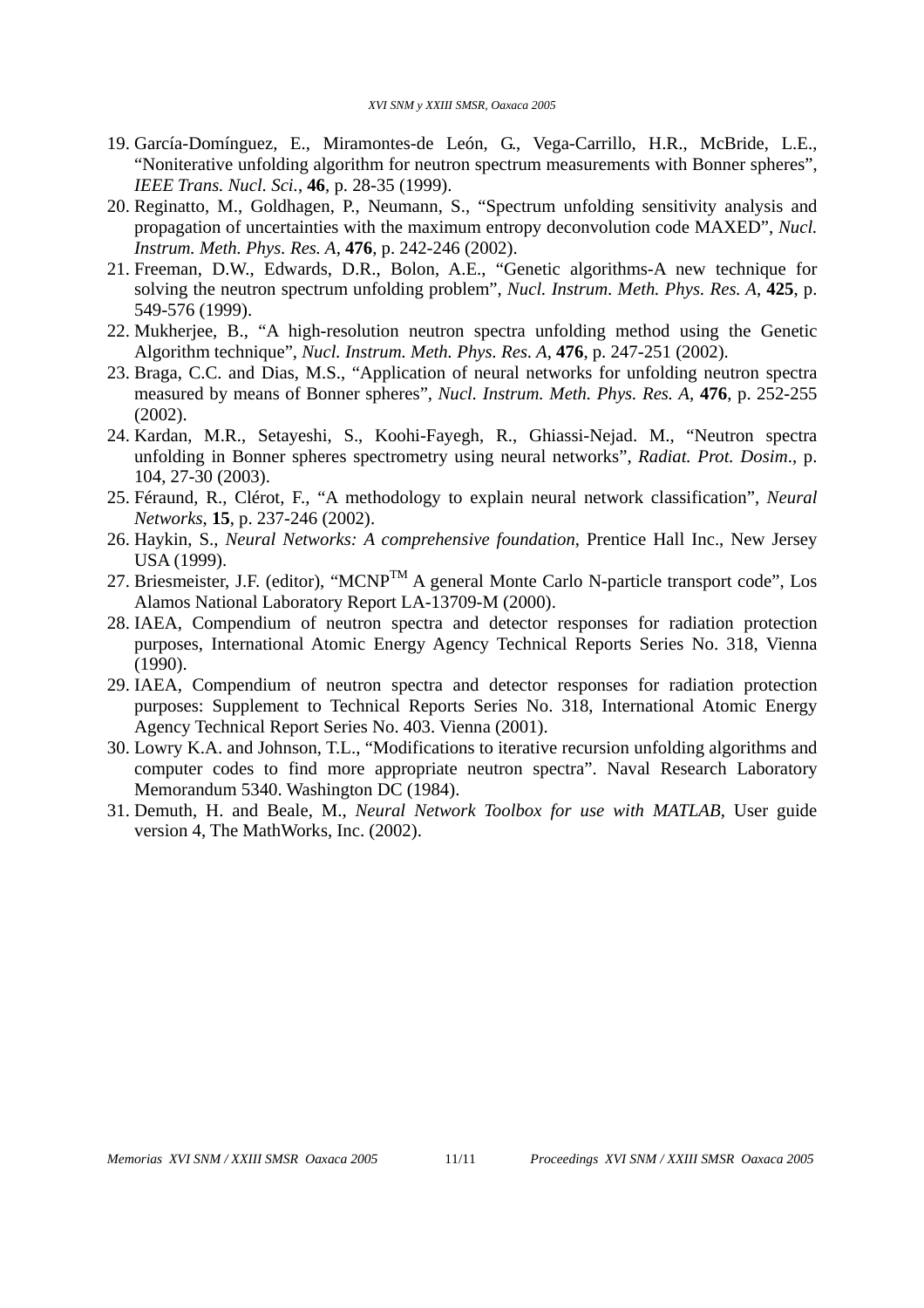19. García-Domínguez, E., Miramontes-de León, G., Vega-Carrillo, H.R., McBride, L.E., "Noniterative unfolding algorithm for neutron spectrum measurements with Bonner spheres", *IEEE Trans. Nucl. Sci.*, **46**, p. 28-35 (1999).
20. Reginatto, M., Goldhagen, P., Neumann, S., "Spectrum unfolding sensitivity analysis and propagation of uncertainties with the maximum entropy deconvolution code MAXED", *Nucl. Instrum. Meth. Phys. Res. A*, **476**, p. 242-246 (2002).
21. Freeman, D.W., Edwards, D.R., Bolon, A.E., "Genetic algorithms-A new technique for solving the neutron spectrum unfolding problem", *Nucl. Instrum. Meth. Phys. Res. A*, **425**, p. 549-576 (1999).
22. Mukherjee, B., "A high-resolution neutron spectra unfolding method using the Genetic Algorithm technique", *Nucl. Instrum. Meth. Phys. Res. A*, **476**, p. 247-251 (2002).
23. Braga, C.C. and Dias, M.S., "Application of neural networks for unfolding neutron spectra measured by means of Bonner spheres", *Nucl. Instrum. Meth. Phys. Res. A*, **476**, p. 252-255 (2002).
24. Kardan, M.R., Setayeshi, S., Koohi-Fayegh, R., Ghiassi-Nejad. M., "Neutron spectra unfolding in Bonner spheres spectrometry using neural networks", *Radiat. Prot. Dosim*., p. 104, 27-30 (2003).
25. Féraund, R., Clérot, F., "A methodology to explain neural network classification", *Neural Networks*, **15**, p. 237-246 (2002).
26. Haykin, S., *Neural Networks: A comprehensive foundation*, Prentice Hall Inc., New Jersey USA (1999).
27. Briesmeister, J.F. (editor), "MCNP$^{TM}$ A general Monte Carlo N-particle transport code", Los Alamos National Laboratory Report LA-13709-M (2000).
28. IAEA, Compendium of neutron spectra and detector responses for radiation protection purposes, International Atomic Energy Agency Technical Reports Series No. 318, Vienna (1990).
29. IAEA, Compendium of neutron spectra and detector responses for radiation protection purposes: Supplement to Technical Reports Series No. 318, International Atomic Energy Agency Technical Report Series No. 403. Vienna (2001).
30. Lowry K.A. and Johnson, T.L., "Modifications to iterative recursion unfolding algorithms and computer codes to find more appropriate neutron spectra". Naval Research Laboratory Memorandum 5340. Washington DC (1984).
31. Demuth, H. and Beale, M., *Neural Network Toolbox for use with MATLAB*, User guide version 4, The MathWorks, Inc. (2002).